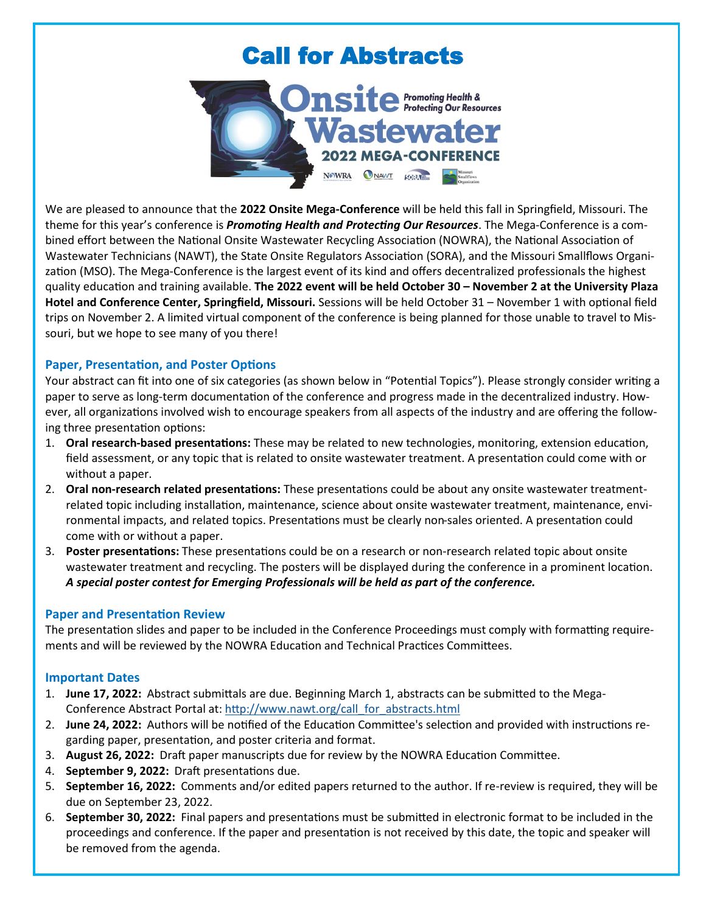# Call for Abstracts

Onsite Wastewater — Promoting Health & Protecting Our Resources — 2022 MEGA-CONFERENCE

We are pleased to announce that the **2022 Onsite Mega-Conference** will be held this fall in Springfield, Missouri. The theme for this year's conference is ***Promoting Health and Protecting Our Resources***. The Mega-Conference is a combined effort between the National Onsite Wastewater Recycling Association (NOWRA), the National Association of Wastewater Technicians (NAWT), the State Onsite Regulators Association (SORA), and the Missouri Smallflows Organization (MSO). The Mega-Conference is the largest event of its kind and offers decentralized professionals the highest quality education and training available. **The 2022 event will be held October 30 – November 2 at the University Plaza Hotel and Conference Center, Springfield, Missouri.** Sessions will be held October 31 – November 1 with optional field trips on November 2. A limited virtual component of the conference is being planned for those unable to travel to Missouri, but we hope to see many of you there!

### Paper, Presentation, and Poster Options

Your abstract can fit into one of six categories (as shown below in "Potential Topics"). Please strongly consider writing a paper to serve as long-term documentation of the conference and progress made in the decentralized industry. However, all organizations involved wish to encourage speakers from all aspects of the industry and are offering the following three presentation options:

1. **Oral research-based presentations:** These may be related to new technologies, monitoring, extension education, field assessment, or any topic that is related to onsite wastewater treatment. A presentation could come with or without a paper.
2. **Oral non-research related presentations:** These presentations could be about any onsite wastewater treatment-related topic including installation, maintenance, science about onsite wastewater treatment, maintenance, environmental impacts, and related topics. Presentations must be clearly non-sales oriented. A presentation could come with or without a paper.
3. **Poster presentations:** These presentations could be on a research or non-research related topic about onsite wastewater treatment and recycling. The posters will be displayed during the conference in a prominent location. ***A special poster contest for Emerging Professionals will be held as part of the conference.***

### Paper and Presentation Review

The presentation slides and paper to be included in the Conference Proceedings must comply with formatting requirements and will be reviewed by the NOWRA Education and Technical Practices Committees.

### Important Dates

1. **June 17, 2022:** Abstract submittals are due. Beginning March 1, abstracts can be submitted to the Mega-Conference Abstract Portal at: http://www.nawt.org/call_for_abstracts.html
2. **June 24, 2022:** Authors will be notified of the Education Committee's selection and provided with instructions regarding paper, presentation, and poster criteria and format.
3. **August 26, 2022:** Draft paper manuscripts due for review by the NOWRA Education Committee.
4. **September 9, 2022:** Draft presentations due.
5. **September 16, 2022:** Comments and/or edited papers returned to the author. If re-review is required, they will be due on September 23, 2022.
6. **September 30, 2022:** Final papers and presentations must be submitted in electronic format to be included in the proceedings and conference. If the paper and presentation is not received by this date, the topic and speaker will be removed from the agenda.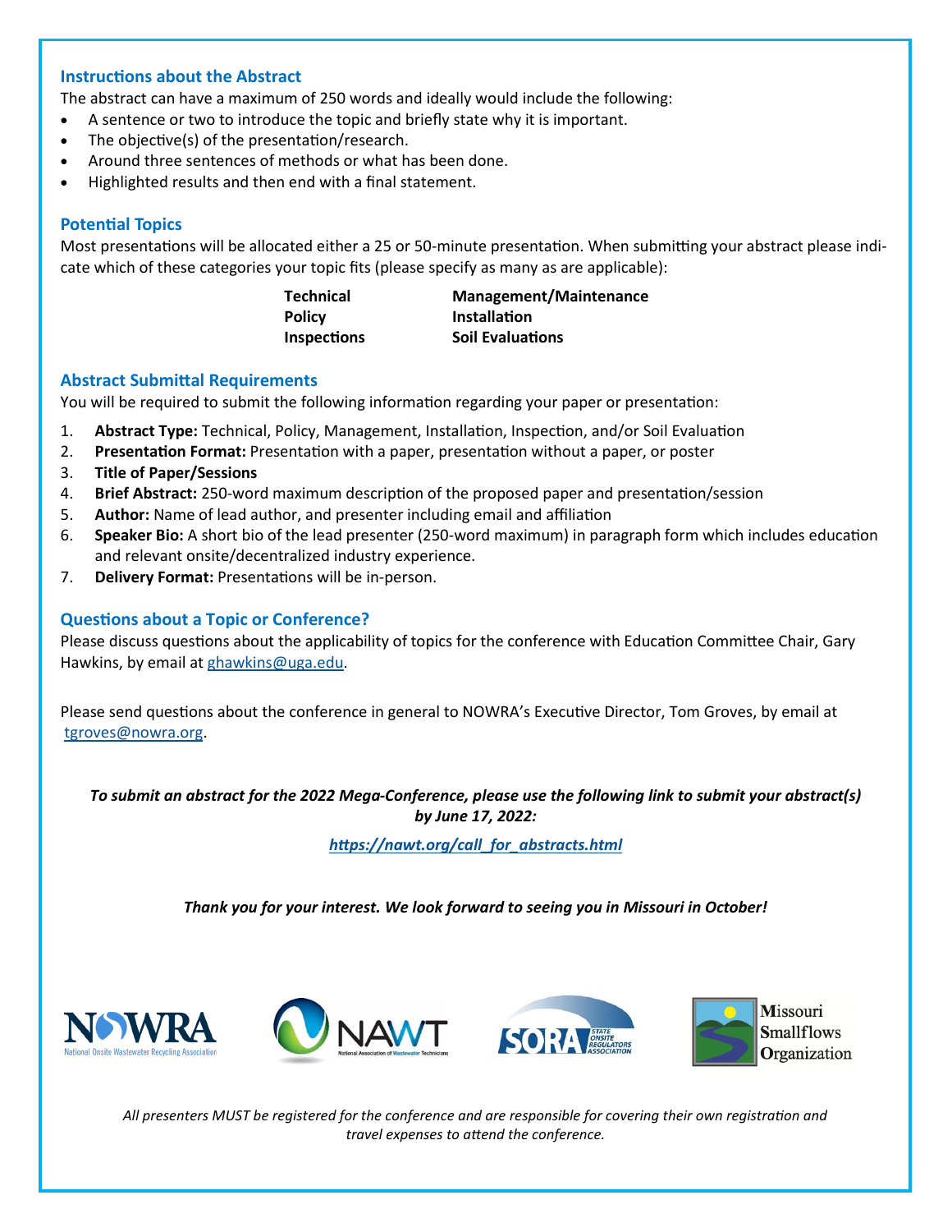### Instructions about the Abstract

The abstract can have a maximum of 250 words and ideally would include the following:

- A sentence or two to introduce the topic and briefly state why it is important.
- The objective(s) of the presentation/research.
- Around three sentences of methods or what has been done.
- Highlighted results and then end with a final statement.

### Potential Topics

Most presentations will be allocated either a 25 or 50-minute presentation. When submitting your abstract please indicate which of these categories your topic fits (please specify as many as are applicable):

| | |
|---|---|
| **Technical** | **Management/Maintenance** |
| **Policy** | **Installation** |
| **Inspections** | **Soil Evaluations** |

### Abstract Submittal Requirements

You will be required to submit the following information regarding your paper or presentation:

1. **Abstract Type:** Technical, Policy, Management, Installation, Inspection, and/or Soil Evaluation
2. **Presentation Format:** Presentation with a paper, presentation without a paper, or poster
3. **Title of Paper/Sessions**
4. **Brief Abstract:** 250-word maximum description of the proposed paper and presentation/session
5. **Author:** Name of lead author, and presenter including email and affiliation
6. **Speaker Bio:** A short bio of the lead presenter (250-word maximum) in paragraph form which includes education and relevant onsite/decentralized industry experience.
7. **Delivery Format:** Presentations will be in-person.

### Questions about a Topic or Conference?

Please discuss questions about the applicability of topics for the conference with Education Committee Chair, Gary Hawkins, by email at ghawkins@uga.edu.

Please send questions about the conference in general to NOWRA's Executive Director, Tom Groves, by email at tgroves@nowra.org.

***To submit an abstract for the 2022 Mega-Conference, please use the following link to submit your abstract(s) by June 17, 2022:***

***https://nawt.org/call_for_abstracts.html***

***Thank you for your interest. We look forward to seeing you in Missouri in October!***

NOWRA National Onsite Wastewater Recycling Association

NAWT National Association of Wastewater Technicians

SORA State Onsite Regulators Association

Missouri Smallflows Organization

*All presenters MUST be registered for the conference and are responsible for covering their own registration and travel expenses to attend the conference.*